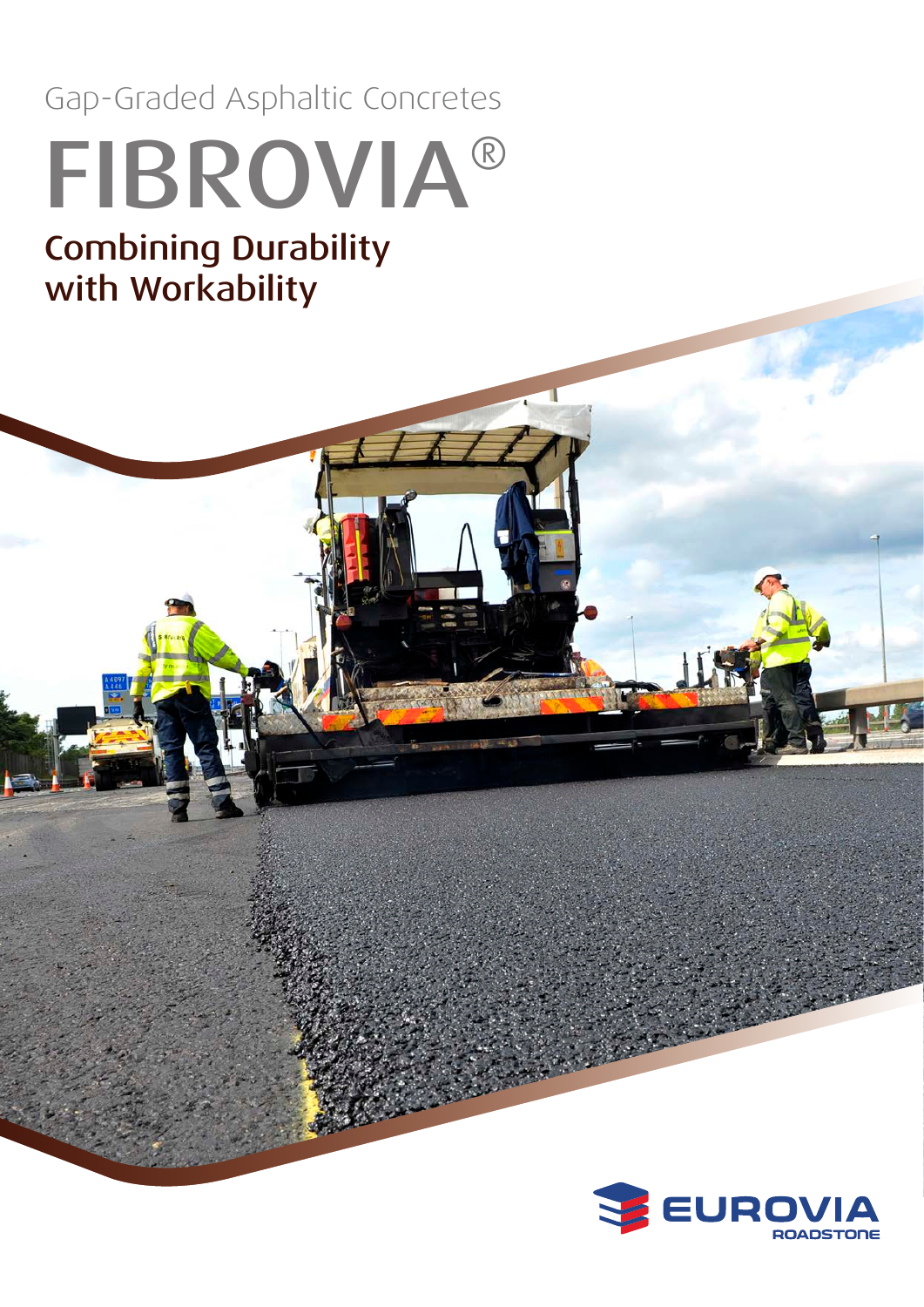Gap-Graded Asphaltic Concretes

# FIBROVIA®

## Combining Durability with Workability

EUROVIA ROADSTONE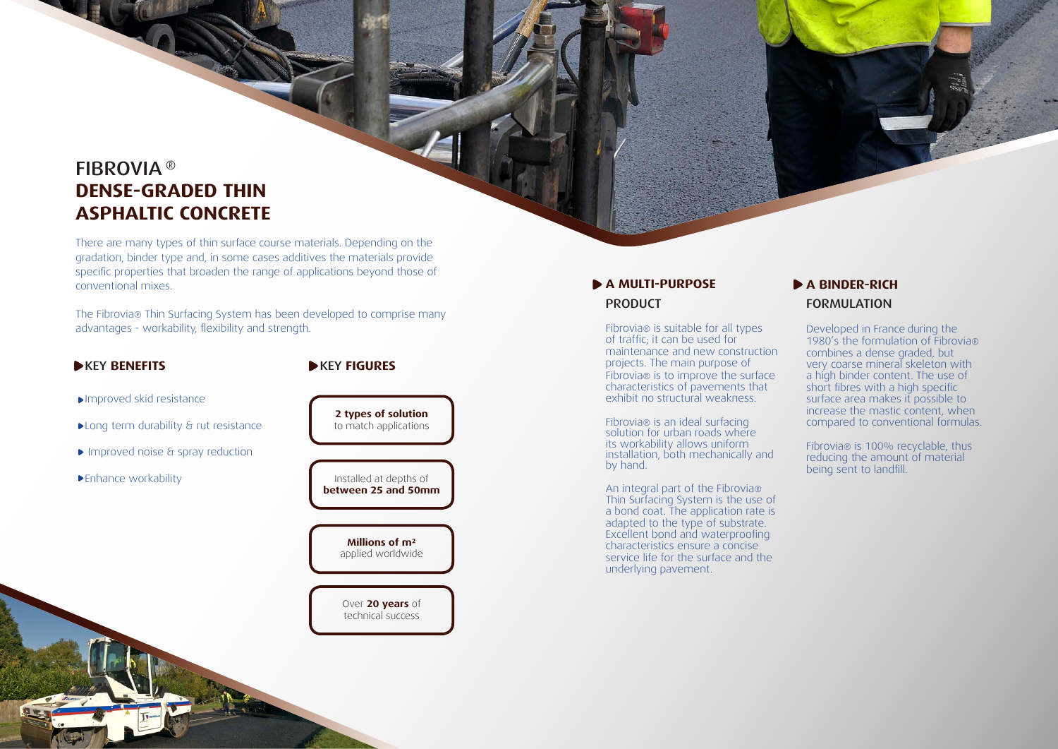# FIBROVIA®
# DENSE-GRADED THIN ASPHALTIC CONCRETE

There are many types of thin surface course materials. Depending on the gradation, binder type and, in some cases additives the materials provide specific properties that broaden the range of applications beyond those of conventional mixes.

The Fibrovia® Thin Surfacing System has been developed to comprise many advantages - workability, flexibility and strength.

## KEY **BENEFITS**

- Improved skid resistance
- Long term durability & rut resistance
- Improved noise & spray reduction
- Enhance workability

## KEY **FIGURES**

**2 types of solution** to match applications

Installed at depths of **between 25 and 50mm**

**Millions of m²** applied worldwide

Over **20 years** of technical success

## A MULTI-PURPOSE PRODUCT

Fibrovia® is suitable for all types of traffic; it can be used for maintenance and new construction projects. The main purpose of Fibrovia® is to improve the surface characteristics of pavements that exhibit no structural weakness.

Fibrovia® is an ideal surfacing solution for urban roads where its workability allows uniform installation, both mechanically and by hand.

An integral part of the Fibrovia® Thin Surfacing System is the use of a bond coat. The application rate is adapted to the type of substrate. Excellent bond and waterproofing characteristics ensure a concise service life for the surface and the underlying pavement.

## A BINDER-RICH FORMULATION

Developed in France during the 1980's the formulation of Fibrovia® combines a dense graded, but very coarse mineral skeleton with a high binder content. The use of short fibres with a high specific surface area makes it possible to increase the mastic content, when compared to conventional formulas.

Fibrovia® is 100% recyclable, thus reducing the amount of material being sent to landfill.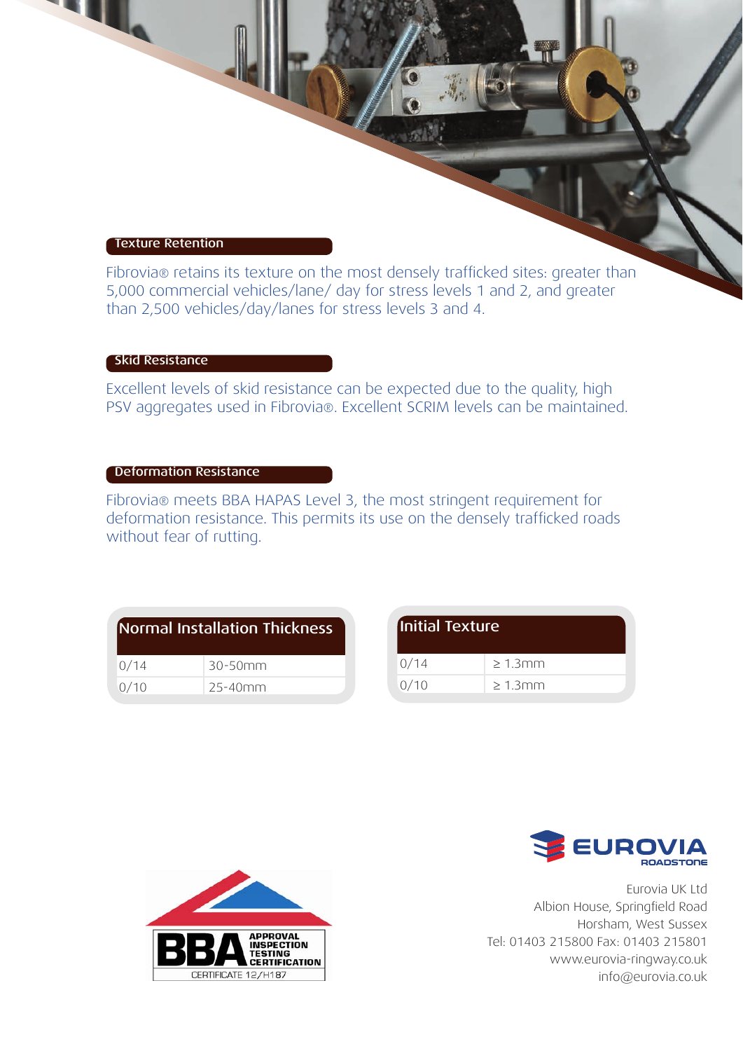## Texture Retention

Fibrovia® retains its texture on the most densely trafficked sites: greater than 5,000 commercial vehicles/lane/ day for stress levels 1 and 2, and greater than 2,500 vehicles/day/lanes for stress levels 3 and 4.

## Skid Resistance

Excellent levels of skid resistance can be expected due to the quality, high PSV aggregates used in Fibrovia®. Excellent SCRIM levels can be maintained.

## Deformation Resistance

Fibrovia® meets BBA HAPAS Level 3, the most stringent requirement for deformation resistance. This permits its use on the densely trafficked roads without fear of rutting.

| Normal Installation Thickness | |
|---|---|
| 0/14 | 30-50mm |
| 0/10 | 25-40mm |

| Initial Texture | |
|---|---|
| 0/14 | ≥ 1.3mm |
| 0/10 | ≥ 1.3mm |

BBA APPROVAL INSPECTION TESTING CERTIFICATION
CERTIFICATE 12/H187

EUROVIA ROADSTONE

Eurovia UK Ltd
Albion House, Springfield Road
Horsham, West Sussex
Tel: 01403 215800 Fax: 01403 215801
www.eurovia-ringway.co.uk
info@eurovia.co.uk